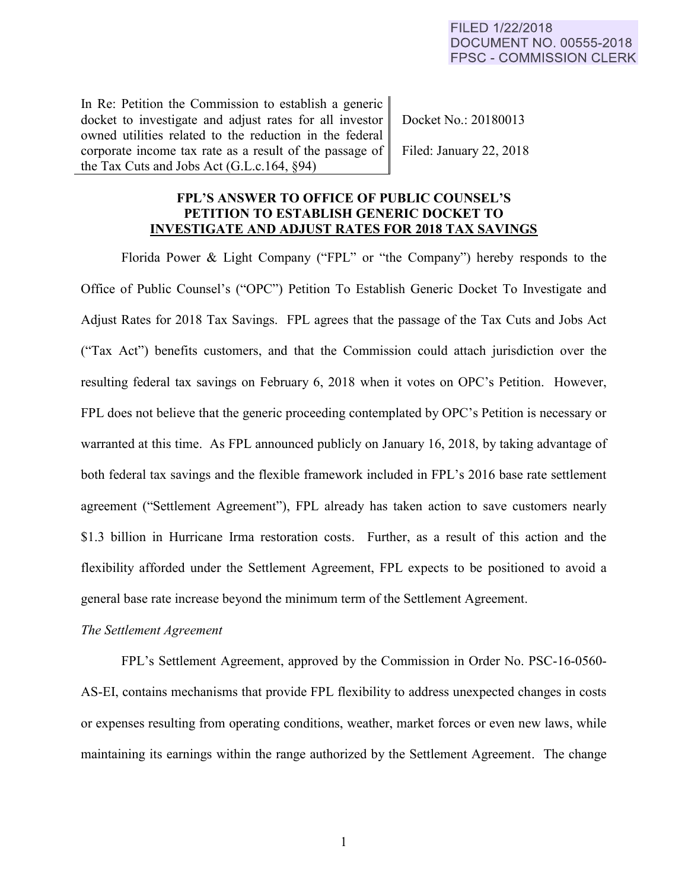FILED 1/22/2018
DOCUMENT NO. 00555-2018
FPSC - COMMISSION CLERK

| In Re: Petition the Commission to establish a generic docket to investigate and adjust rates for all investor owned utilities related to the reduction in the federal corporate income tax rate as a result of the passage of the Tax Cuts and Jobs Act (G.L.c.164, §94) | Docket No.: 20180013<br><br>Filed: January 22, 2018 |
|---|---|

**FPL'S ANSWER TO OFFICE OF PUBLIC COUNSEL'S PETITION TO ESTABLISH GENERIC DOCKET TO INVESTIGATE AND ADJUST RATES FOR 2018 TAX SAVINGS**

Florida Power & Light Company ("FPL" or "the Company") hereby responds to the Office of Public Counsel's ("OPC") Petition To Establish Generic Docket To Investigate and Adjust Rates for 2018 Tax Savings. FPL agrees that the passage of the Tax Cuts and Jobs Act ("Tax Act") benefits customers, and that the Commission could attach jurisdiction over the resulting federal tax savings on February 6, 2018 when it votes on OPC's Petition. However, FPL does not believe that the generic proceeding contemplated by OPC's Petition is necessary or warranted at this time. As FPL announced publicly on January 16, 2018, by taking advantage of both federal tax savings and the flexible framework included in FPL's 2016 base rate settlement agreement ("Settlement Agreement"), FPL already has taken action to save customers nearly $1.3 billion in Hurricane Irma restoration costs. Further, as a result of this action and the flexibility afforded under the Settlement Agreement, FPL expects to be positioned to avoid a general base rate increase beyond the minimum term of the Settlement Agreement.

*The Settlement Agreement*

FPL's Settlement Agreement, approved by the Commission in Order No. PSC-16-0560-AS-EI, contains mechanisms that provide FPL flexibility to address unexpected changes in costs or expenses resulting from operating conditions, weather, market forces or even new laws, while maintaining its earnings within the range authorized by the Settlement Agreement. The change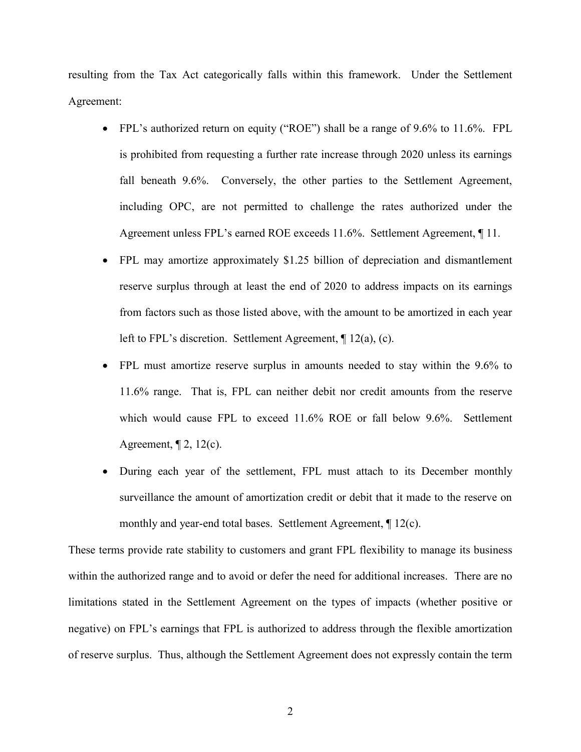resulting from the Tax Act categorically falls within this framework. Under the Settlement Agreement:

- FPL's authorized return on equity ("ROE") shall be a range of 9.6% to 11.6%. FPL is prohibited from requesting a further rate increase through 2020 unless its earnings fall beneath 9.6%. Conversely, the other parties to the Settlement Agreement, including OPC, are not permitted to challenge the rates authorized under the Agreement unless FPL's earned ROE exceeds 11.6%. Settlement Agreement, ¶ 11.
- FPL may amortize approximately $1.25 billion of depreciation and dismantlement reserve surplus through at least the end of 2020 to address impacts on its earnings from factors such as those listed above, with the amount to be amortized in each year left to FPL's discretion. Settlement Agreement, ¶ 12(a), (c).
- FPL must amortize reserve surplus in amounts needed to stay within the 9.6% to 11.6% range. That is, FPL can neither debit nor credit amounts from the reserve which would cause FPL to exceed 11.6% ROE or fall below 9.6%. Settlement Agreement, ¶ 2, 12(c).
- During each year of the settlement, FPL must attach to its December monthly surveillance the amount of amortization credit or debit that it made to the reserve on monthly and year-end total bases. Settlement Agreement, ¶ 12(c).

These terms provide rate stability to customers and grant FPL flexibility to manage its business within the authorized range and to avoid or defer the need for additional increases. There are no limitations stated in the Settlement Agreement on the types of impacts (whether positive or negative) on FPL's earnings that FPL is authorized to address through the flexible amortization of reserve surplus. Thus, although the Settlement Agreement does not expressly contain the term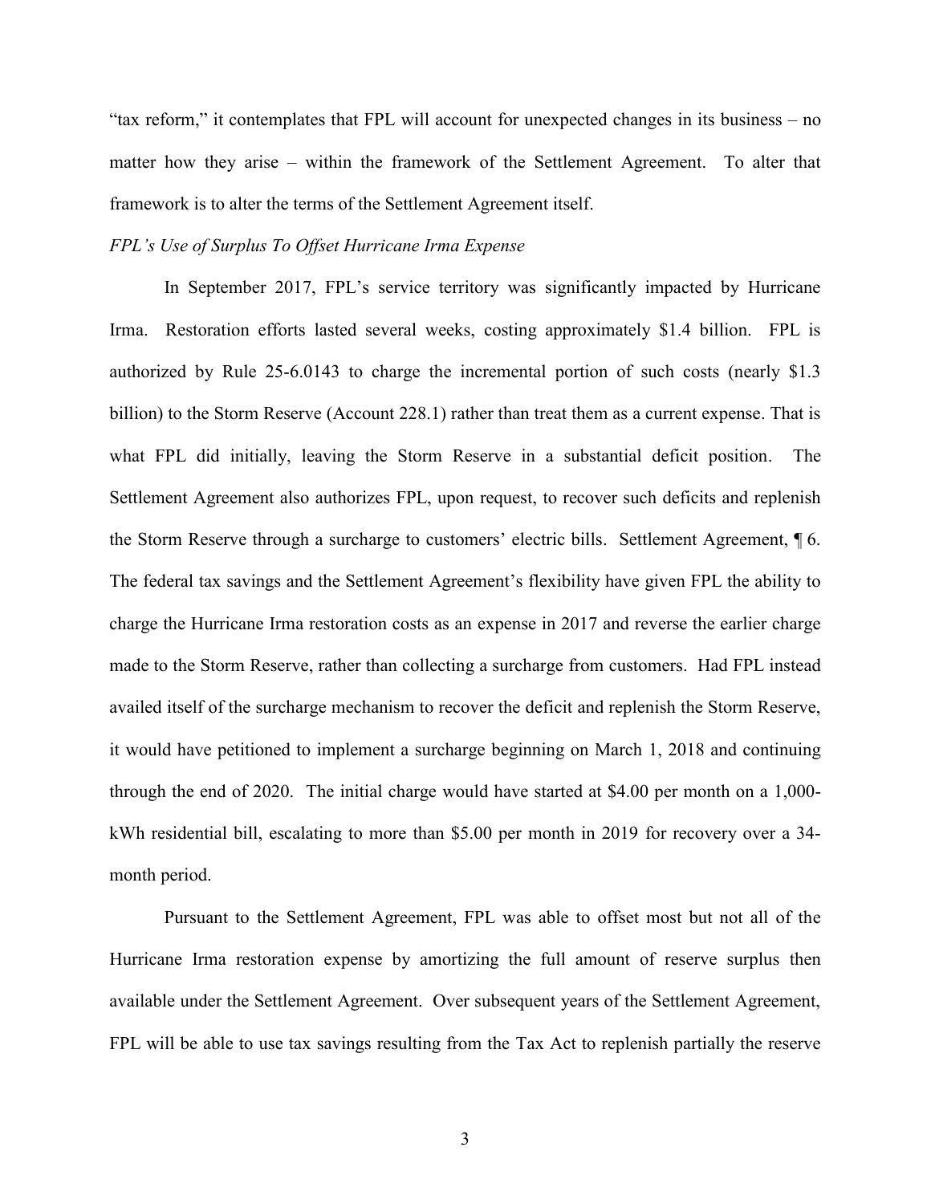"tax reform," it contemplates that FPL will account for unexpected changes in its business – no matter how they arise – within the framework of the Settlement Agreement. To alter that framework is to alter the terms of the Settlement Agreement itself.

*FPL's Use of Surplus To Offset Hurricane Irma Expense*

In September 2017, FPL's service territory was significantly impacted by Hurricane Irma. Restoration efforts lasted several weeks, costing approximately $1.4 billion. FPL is authorized by Rule 25-6.0143 to charge the incremental portion of such costs (nearly $1.3 billion) to the Storm Reserve (Account 228.1) rather than treat them as a current expense. That is what FPL did initially, leaving the Storm Reserve in a substantial deficit position. The Settlement Agreement also authorizes FPL, upon request, to recover such deficits and replenish the Storm Reserve through a surcharge to customers' electric bills. Settlement Agreement, ¶ 6. The federal tax savings and the Settlement Agreement's flexibility have given FPL the ability to charge the Hurricane Irma restoration costs as an expense in 2017 and reverse the earlier charge made to the Storm Reserve, rather than collecting a surcharge from customers. Had FPL instead availed itself of the surcharge mechanism to recover the deficit and replenish the Storm Reserve, it would have petitioned to implement a surcharge beginning on March 1, 2018 and continuing through the end of 2020. The initial charge would have started at $4.00 per month on a 1,000-kWh residential bill, escalating to more than $5.00 per month in 2019 for recovery over a 34-month period.

Pursuant to the Settlement Agreement, FPL was able to offset most but not all of the Hurricane Irma restoration expense by amortizing the full amount of reserve surplus then available under the Settlement Agreement. Over subsequent years of the Settlement Agreement, FPL will be able to use tax savings resulting from the Tax Act to replenish partially the reserve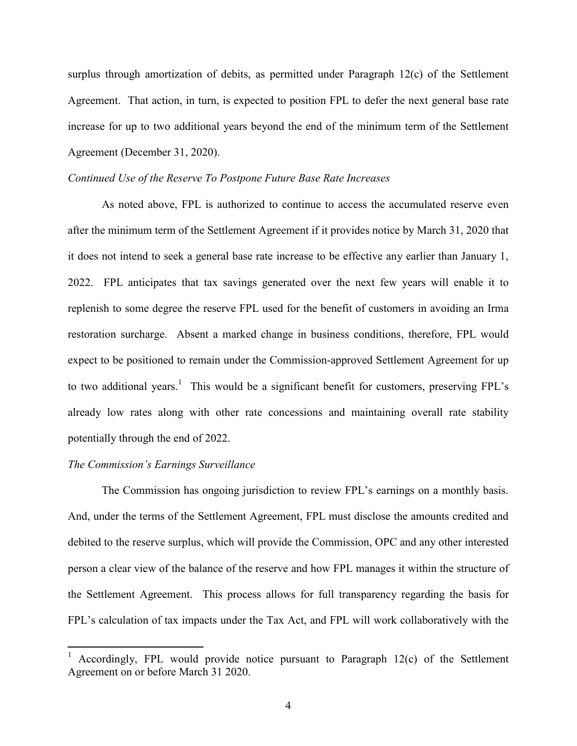surplus through amortization of debits, as permitted under Paragraph 12(c) of the Settlement Agreement. That action, in turn, is expected to position FPL to defer the next general base rate increase for up to two additional years beyond the end of the minimum term of the Settlement Agreement (December 31, 2020).

*Continued Use of the Reserve To Postpone Future Base Rate Increases*

As noted above, FPL is authorized to continue to access the accumulated reserve even after the minimum term of the Settlement Agreement if it provides notice by March 31, 2020 that it does not intend to seek a general base rate increase to be effective any earlier than January 1, 2022. FPL anticipates that tax savings generated over the next few years will enable it to replenish to some degree the reserve FPL used for the benefit of customers in avoiding an Irma restoration surcharge. Absent a marked change in business conditions, therefore, FPL would expect to be positioned to remain under the Commission-approved Settlement Agreement for up to two additional years.[1] This would be a significant benefit for customers, preserving FPL's already low rates along with other rate concessions and maintaining overall rate stability potentially through the end of 2022.

*The Commission's Earnings Surveillance*

The Commission has ongoing jurisdiction to review FPL's earnings on a monthly basis. And, under the terms of the Settlement Agreement, FPL must disclose the amounts credited and debited to the reserve surplus, which will provide the Commission, OPC and any other interested person a clear view of the balance of the reserve and how FPL manages it within the structure of the Settlement Agreement. This process allows for full transparency regarding the basis for FPL's calculation of tax impacts under the Tax Act, and FPL will work collaboratively with the

---

[1] Accordingly, FPL would provide notice pursuant to Paragraph 12(c) of the Settlement Agreement on or before March 31 2020.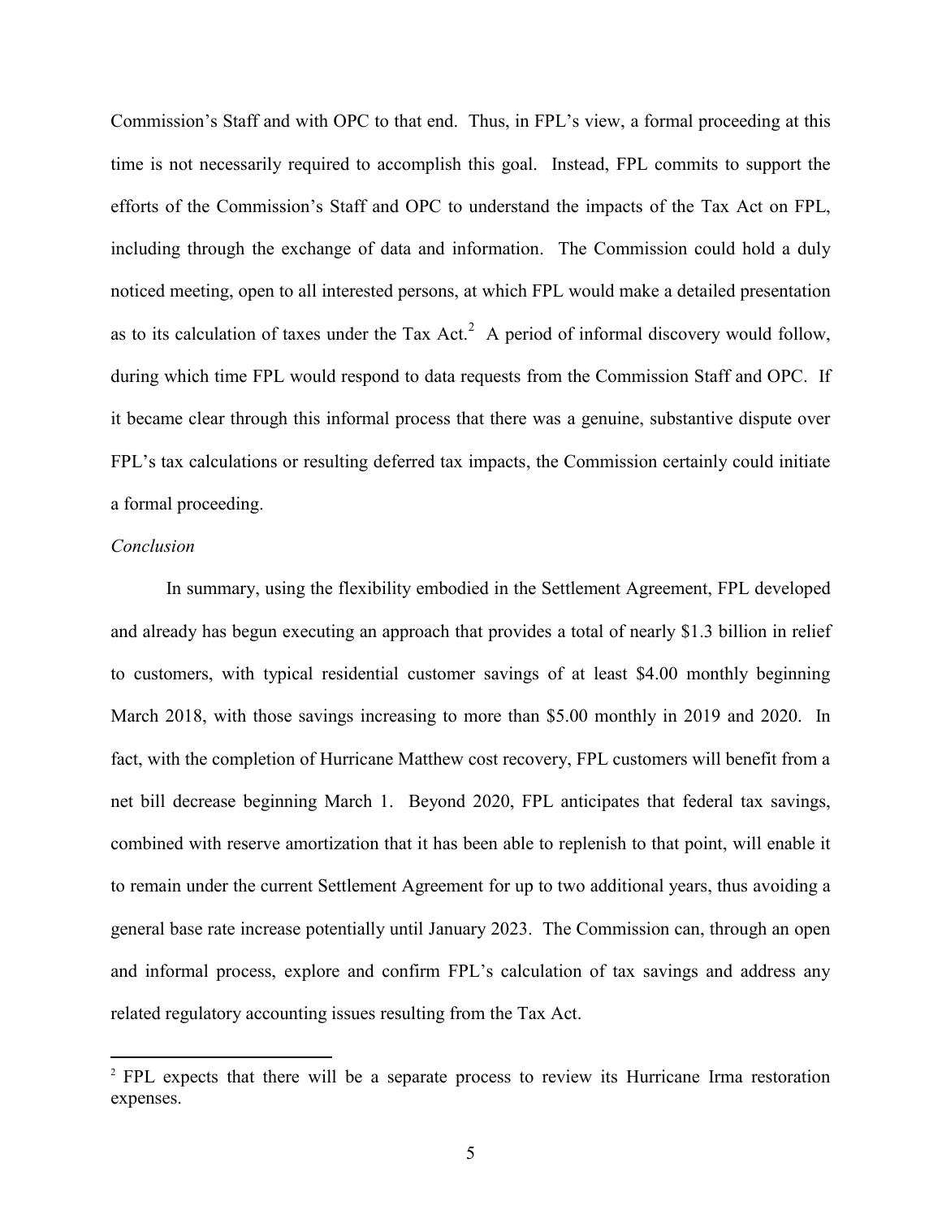Commission's Staff and with OPC to that end. Thus, in FPL's view, a formal proceeding at this time is not necessarily required to accomplish this goal. Instead, FPL commits to support the efforts of the Commission's Staff and OPC to understand the impacts of the Tax Act on FPL, including through the exchange of data and information. The Commission could hold a duly noticed meeting, open to all interested persons, at which FPL would make a detailed presentation as to its calculation of taxes under the Tax Act.[2] A period of informal discovery would follow, during which time FPL would respond to data requests from the Commission Staff and OPC. If it became clear through this informal process that there was a genuine, substantive dispute over FPL's tax calculations or resulting deferred tax impacts, the Commission certainly could initiate a formal proceeding.

*Conclusion*

In summary, using the flexibility embodied in the Settlement Agreement, FPL developed and already has begun executing an approach that provides a total of nearly $1.3 billion in relief to customers, with typical residential customer savings of at least $4.00 monthly beginning March 2018, with those savings increasing to more than $5.00 monthly in 2019 and 2020. In fact, with the completion of Hurricane Matthew cost recovery, FPL customers will benefit from a net bill decrease beginning March 1. Beyond 2020, FPL anticipates that federal tax savings, combined with reserve amortization that it has been able to replenish to that point, will enable it to remain under the current Settlement Agreement for up to two additional years, thus avoiding a general base rate increase potentially until January 2023. The Commission can, through an open and informal process, explore and confirm FPL's calculation of tax savings and address any related regulatory accounting issues resulting from the Tax Act.

---

[2] FPL expects that there will be a separate process to review its Hurricane Irma restoration expenses.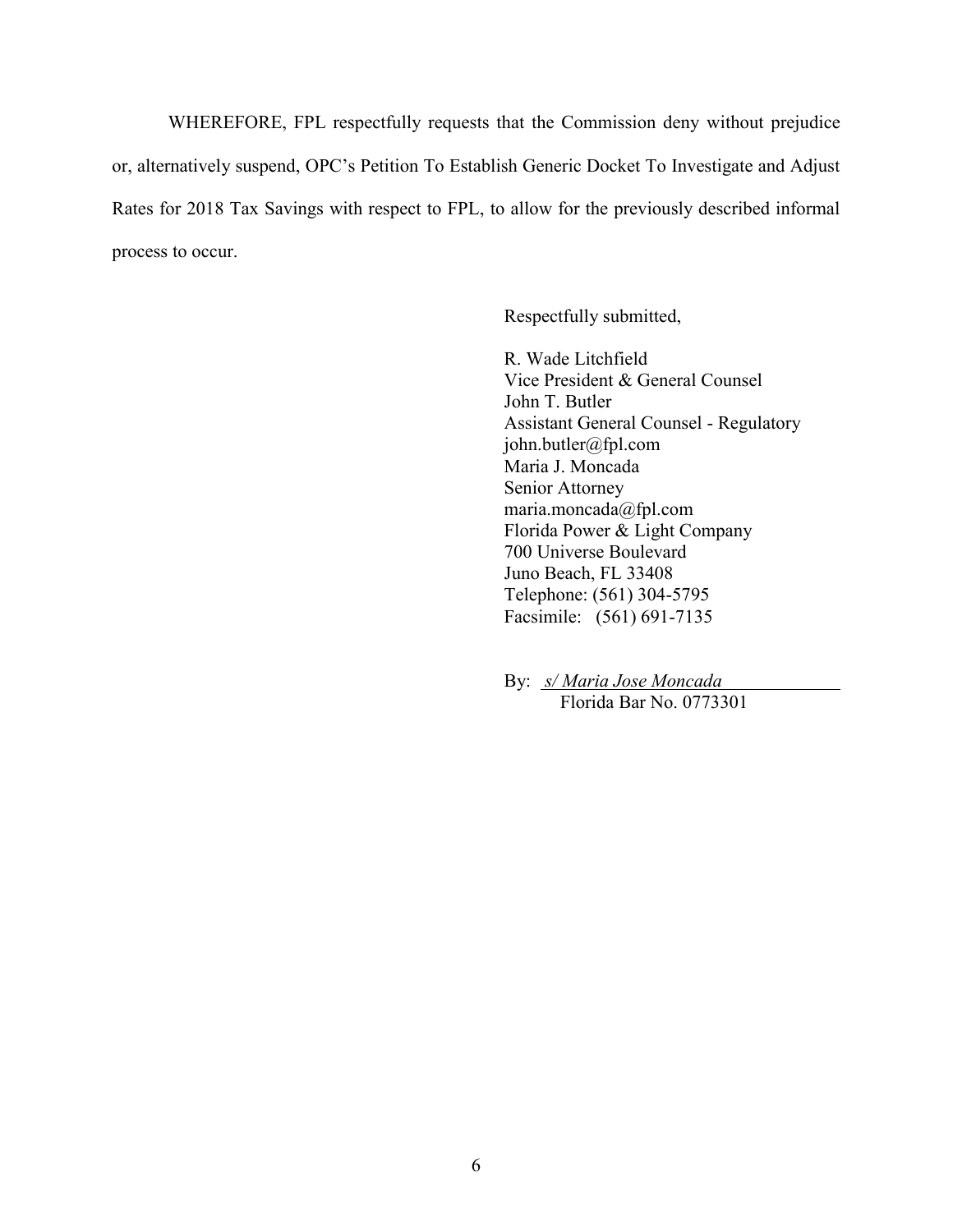WHEREFORE, FPL respectfully requests that the Commission deny without prejudice or, alternatively suspend, OPC's Petition To Establish Generic Docket To Investigate and Adjust Rates for 2018 Tax Savings with respect to FPL, to allow for the previously described informal process to occur.

Respectfully submitted,

R. Wade Litchfield  
Vice President & General Counsel  
John T. Butler  
Assistant General Counsel - Regulatory  
john.butler@fpl.com  
Maria J. Moncada  
Senior Attorney  
maria.moncada@fpl.com  
Florida Power & Light Company  
700 Universe Boulevard  
Juno Beach, FL 33408  
Telephone: (561) 304-5795  
Facsimile: (561) 691-7135

By: *s/ Maria Jose Moncada*  
Florida Bar No. 0773301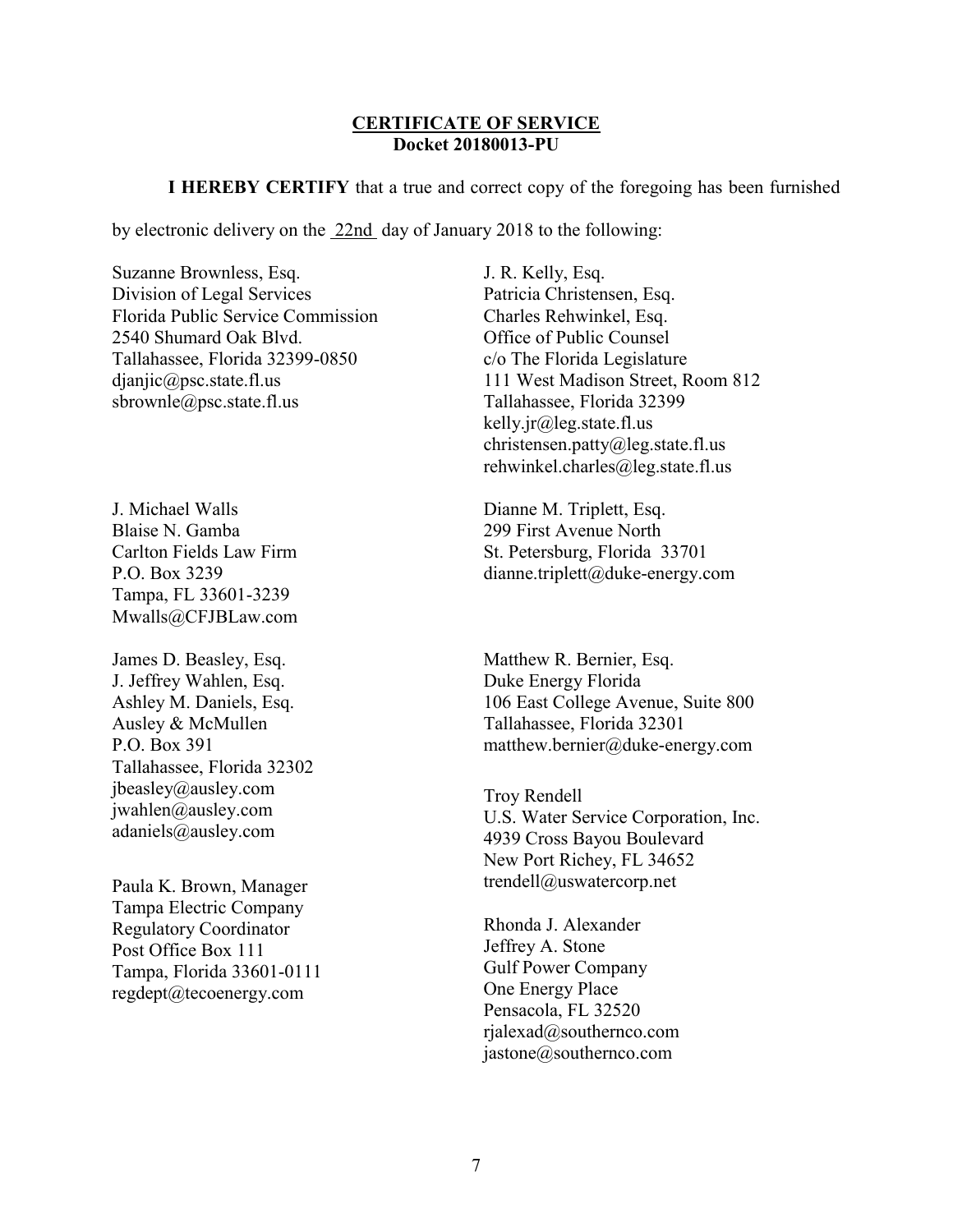**CERTIFICATE OF SERVICE**
**Docket 20180013-PU**

**I HEREBY CERTIFY** that a true and correct copy of the foregoing has been furnished by electronic delivery on the 22nd day of January 2018 to the following:

Suzanne Brownless, Esq.
Division of Legal Services
Florida Public Service Commission
2540 Shumard Oak Blvd.
Tallahassee, Florida 32399-0850
djanjic@psc.state.fl.us
sbrownle@psc.state.fl.us

J. R. Kelly, Esq.
Patricia Christensen, Esq.
Charles Rehwinkel, Esq.
Office of Public Counsel
c/o The Florida Legislature
111 West Madison Street, Room 812
Tallahassee, Florida 32399
kelly.jr@leg.state.fl.us
christensen.patty@leg.state.fl.us
rehwinkel.charles@leg.state.fl.us

J. Michael Walls
Blaise N. Gamba
Carlton Fields Law Firm
P.O. Box 3239
Tampa, FL 33601-3239
Mwalls@CFJBLaw.com

Dianne M. Triplett, Esq.
299 First Avenue North
St. Petersburg, Florida 33701
dianne.triplett@duke-energy.com

James D. Beasley, Esq.
J. Jeffrey Wahlen, Esq.
Ashley M. Daniels, Esq.
Ausley & McMullen
P.O. Box 391
Tallahassee, Florida 32302
jbeasley@ausley.com
jwahlen@ausley.com
adaniels@ausley.com

Matthew R. Bernier, Esq.
Duke Energy Florida
106 East College Avenue, Suite 800
Tallahassee, Florida 32301
matthew.bernier@duke-energy.com

Troy Rendell
U.S. Water Service Corporation, Inc.
4939 Cross Bayou Boulevard
New Port Richey, FL 34652
trendell@uswatercorp.net

Paula K. Brown, Manager
Tampa Electric Company
Regulatory Coordinator
Post Office Box 111
Tampa, Florida 33601-0111
regdept@tecoenergy.com

Rhonda J. Alexander
Jeffrey A. Stone
Gulf Power Company
One Energy Place
Pensacola, FL 32520
rjalexad@southernco.com
jastone@southernco.com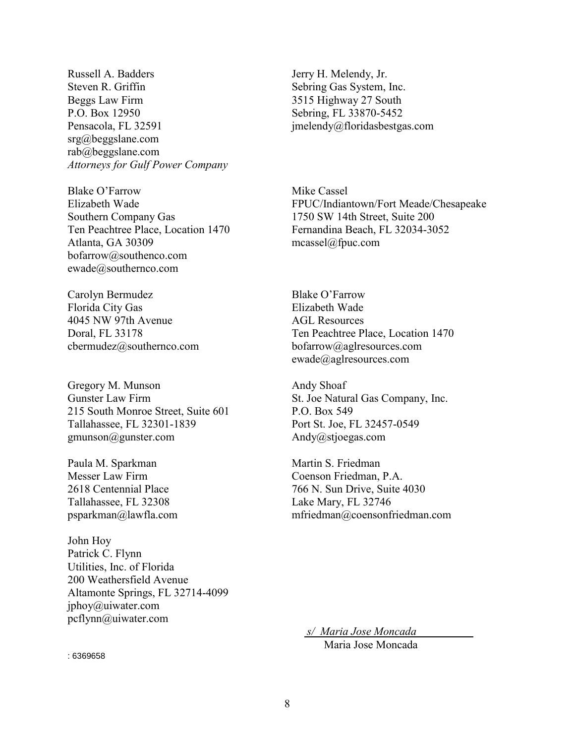Russell A. Badders
Steven R. Griffin
Beggs Law Firm
P.O. Box 12950
Pensacola, FL 32591
srg@beggslane.com
rab@beggslane.com
*Attorneys for Gulf Power Company*

Jerry H. Melendy, Jr.
Sebring Gas System, Inc.
3515 Highway 27 South
Sebring, FL 33870-5452
jmelendy@floridasbestgas.com

Blake O'Farrow
Elizabeth Wade
Southern Company Gas
Ten Peachtree Place, Location 1470
Atlanta, GA 30309
bofarrow@southenco.com
ewade@southernco.com

Mike Cassel
FPUC/Indiantown/Fort Meade/Chesapeake
1750 SW 14th Street, Suite 200
Fernandina Beach, FL 32034-3052
mcassel@fpuc.com

Carolyn Bermudez
Florida City Gas
4045 NW 97th Avenue
Doral, FL 33178
cbermudez@southernco.com

Blake O'Farrow
Elizabeth Wade
AGL Resources
Ten Peachtree Place, Location 1470
bofarrow@aglresources.com
ewade@aglresources.com

Gregory M. Munson
Gunster Law Firm
215 South Monroe Street, Suite 601
Tallahassee, FL 32301-1839
gmunson@gunster.com

Andy Shoaf
St. Joe Natural Gas Company, Inc.
P.O. Box 549
Port St. Joe, FL 32457-0549
Andy@stjoegas.com

Paula M. Sparkman
Messer Law Firm
2618 Centennial Place
Tallahassee, FL 32308
psparkman@lawfla.com

Martin S. Friedman
Coenson Friedman, P.A.
766 N. Sun Drive, Suite 4030
Lake Mary, FL 32746
mfriedman@coensonfriedman.com

John Hoy
Patrick C. Flynn
Utilities, Inc. of Florida
200 Weathersfield Avenue
Altamonte Springs, FL 32714-4099
jphoy@uiwater.com
pcflynn@uiwater.com

*s/ Maria Jose Moncada*
Maria Jose Moncada

: 6369658